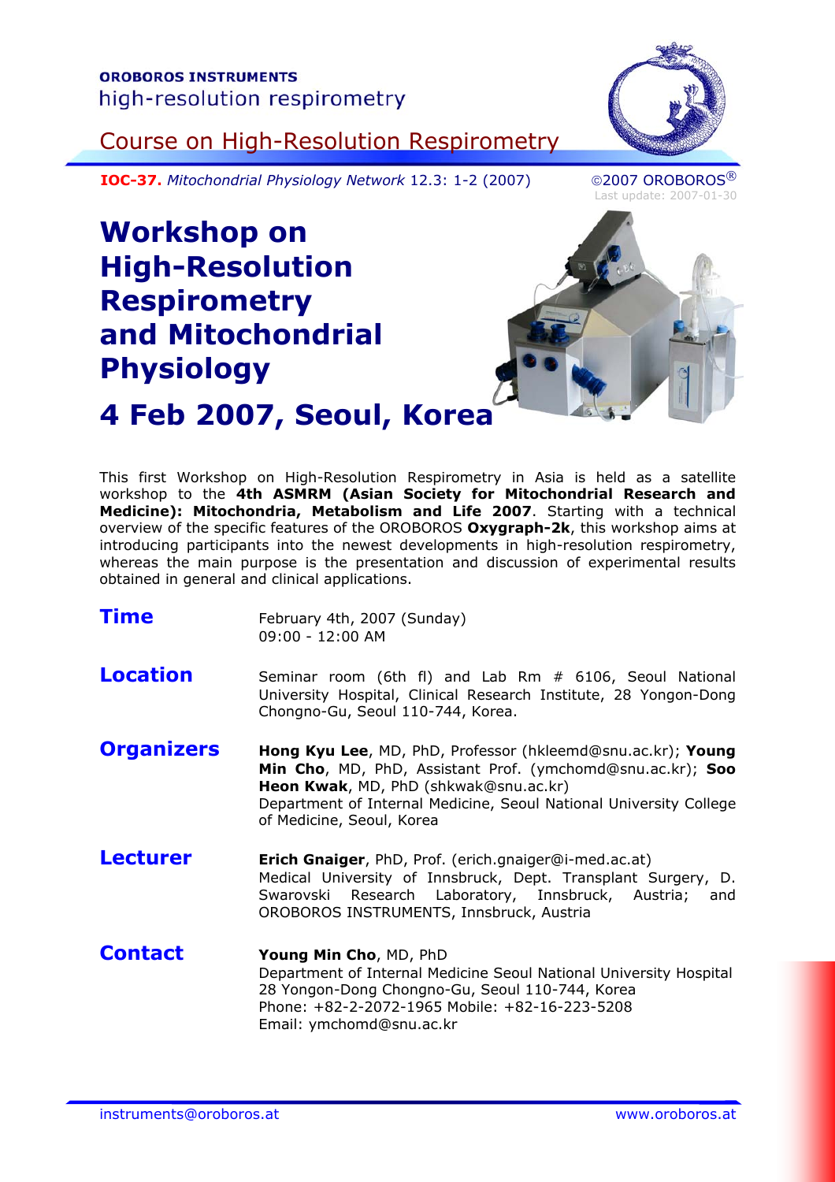**OROBOROS INSTRUMENTS**
high-resolution respirometry

Course on High-Resolution Respirometry

**IOC-37.** *Mitochondrial Physiology Network* 12.3: 1-2 (2007)

©2007 OROBOROS®
Last update: 2007-01-30

# Workshop on High-Resolution Respirometry and Mitochondrial Physiology

# 4 Feb 2007, Seoul, Korea

This first Workshop on High-Resolution Respirometry in Asia is held as a satellite workshop to the **4th ASMRM (Asian Society for Mitochondrial Research and Medicine): Mitochondria, Metabolism and Life 2007**. Starting with a technical overview of the specific features of the OROBOROS **Oxygraph-2k**, this workshop aims at introducing participants into the newest developments in high-resolution respirometry, whereas the main purpose is the presentation and discussion of experimental results obtained in general and clinical applications.

## Time

February 4th, 2007 (Sunday)
09:00 - 12:00 AM

## Location

Seminar room (6th fl) and Lab Rm # 6106, Seoul National University Hospital, Clinical Research Institute, 28 Yongon-Dong Chongno-Gu, Seoul 110-744, Korea.

## Organizers

**Hong Kyu Lee**, MD, PhD, Professor (hkleemd@snu.ac.kr); **Young Min Cho**, MD, PhD, Assistant Prof. (ymchomd@snu.ac.kr); **Soo Heon Kwak**, MD, PhD (shkwak@snu.ac.kr)
Department of Internal Medicine, Seoul National University College of Medicine, Seoul, Korea

## Lecturer

**Erich Gnaiger**, PhD, Prof. (erich.gnaiger@i-med.ac.at)
Medical University of Innsbruck, Dept. Transplant Surgery, D. Swarovski Research Laboratory, Innsbruck, Austria; and OROBOROS INSTRUMENTS, Innsbruck, Austria

## Contact

**Young Min Cho**, MD, PhD
Department of Internal Medicine Seoul National University Hospital
28 Yongon-Dong Chongno-Gu, Seoul 110-744, Korea
Phone: +82-2-2072-1965 Mobile: +82-16-223-5208
Email: ymchomd@snu.ac.kr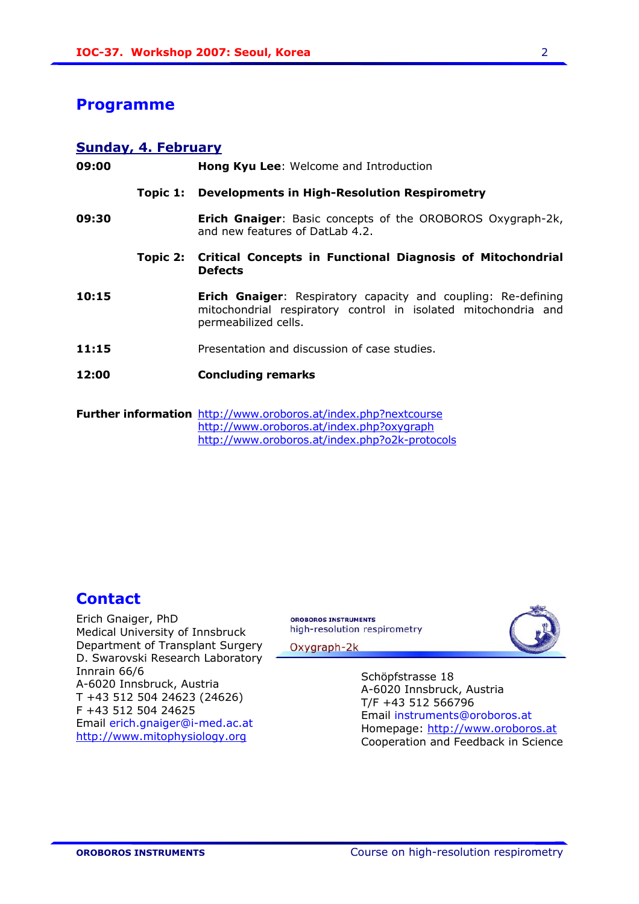## Programme

### Sunday, 4. February

**09:00** **Hong Kyu Lee**: Welcome and Introduction

**Topic 1: Developments in High-Resolution Respirometry**

**09:30** **Erich Gnaiger**: Basic concepts of the OROBOROS Oxygraph-2k, and new features of DatLab 4.2.

**Topic 2: Critical Concepts in Functional Diagnosis of Mitochondrial Defects**

**10:15** **Erich Gnaiger**: Respiratory capacity and coupling: Re-defining mitochondrial respiratory control in isolated mitochondria and permeabilized cells.

**11:15** Presentation and discussion of case studies.

**12:00** **Concluding remarks**

**Further information** http://www.oroboros.at/index.php?nextcourse
http://www.oroboros.at/index.php?oxygraph
http://www.oroboros.at/index.php?o2k-protocols

## Contact

Erich Gnaiger, PhD
Medical University of Innsbruck
Department of Transplant Surgery
D. Swarovski Research Laboratory
Innrain 66/6
A-6020 Innsbruck, Austria
T +43 512 504 24623 (24626)
F +43 512 504 24625
Email erich.gnaiger@i-med.ac.at
http://www.mitophysiology.org

OROBOROS INSTRUMENTS
high-resolution respirometry
Oxygraph-2k

Schöpfstrasse 18
A-6020 Innsbruck, Austria
T/F +43 512 566796
Email instruments@oroboros.at
Homepage: http://www.oroboros.at
Cooperation and Feedback in Science